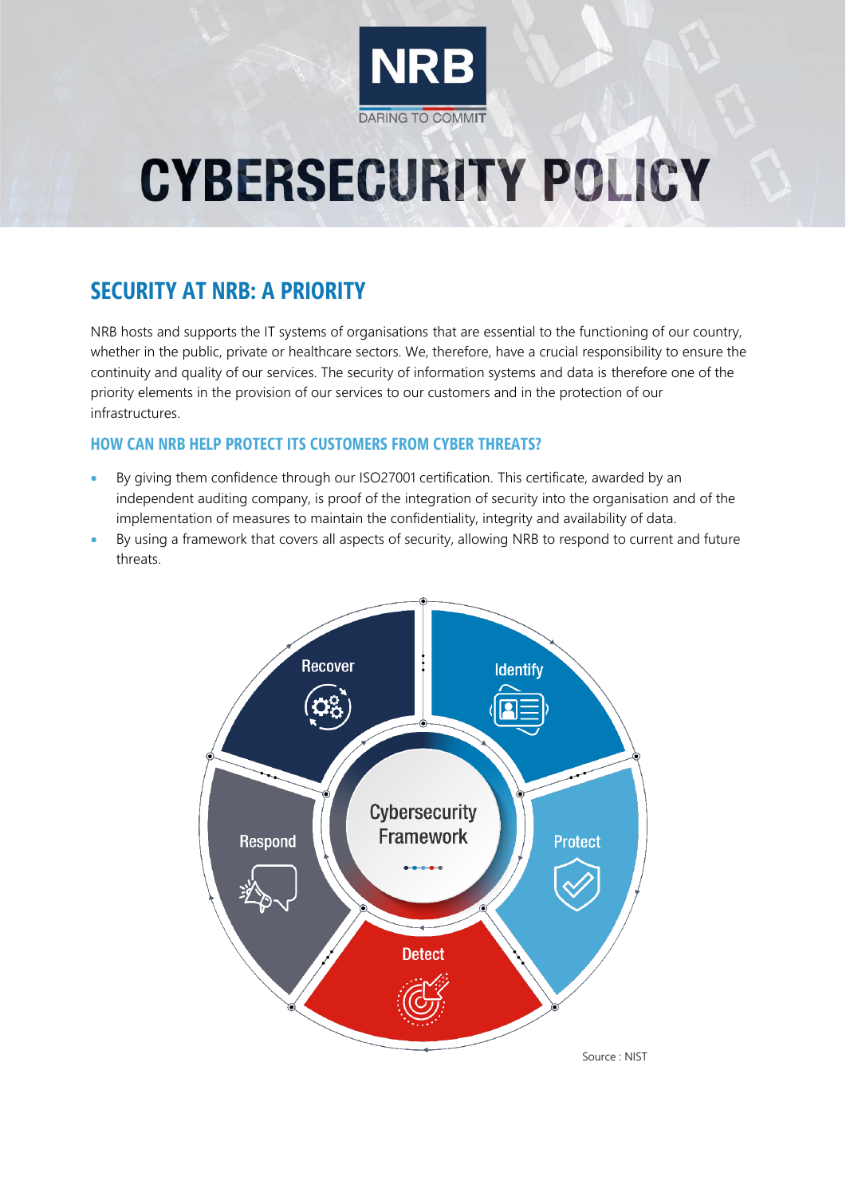NRB
DARING TO COMMIT

# CYBERSECURITY POLICY

## SECURITY AT NRB: A PRIORITY

NRB hosts and supports the IT systems of organisations that are essential to the functioning of our country, whether in the public, private or healthcare sectors. We, therefore, have a crucial responsibility to ensure the continuity and quality of our services. The security of information systems and data is therefore one of the priority elements in the provision of our services to our customers and in the protection of our infrastructures.

### HOW CAN NRB HELP PROTECT ITS CUSTOMERS FROM CYBER THREATS?

- By giving them confidence through our ISO27001 certification. This certificate, awarded by an independent auditing company, is proof of the integration of security into the organisation and of the implementation of measures to maintain the confidentiality, integrity and availability of data.
- By using a framework that covers all aspects of security, allowing NRB to respond to current and future threats.

Cybersecurity Framework

Identify

Protect

Detect

Respond

Recover

Source : NIST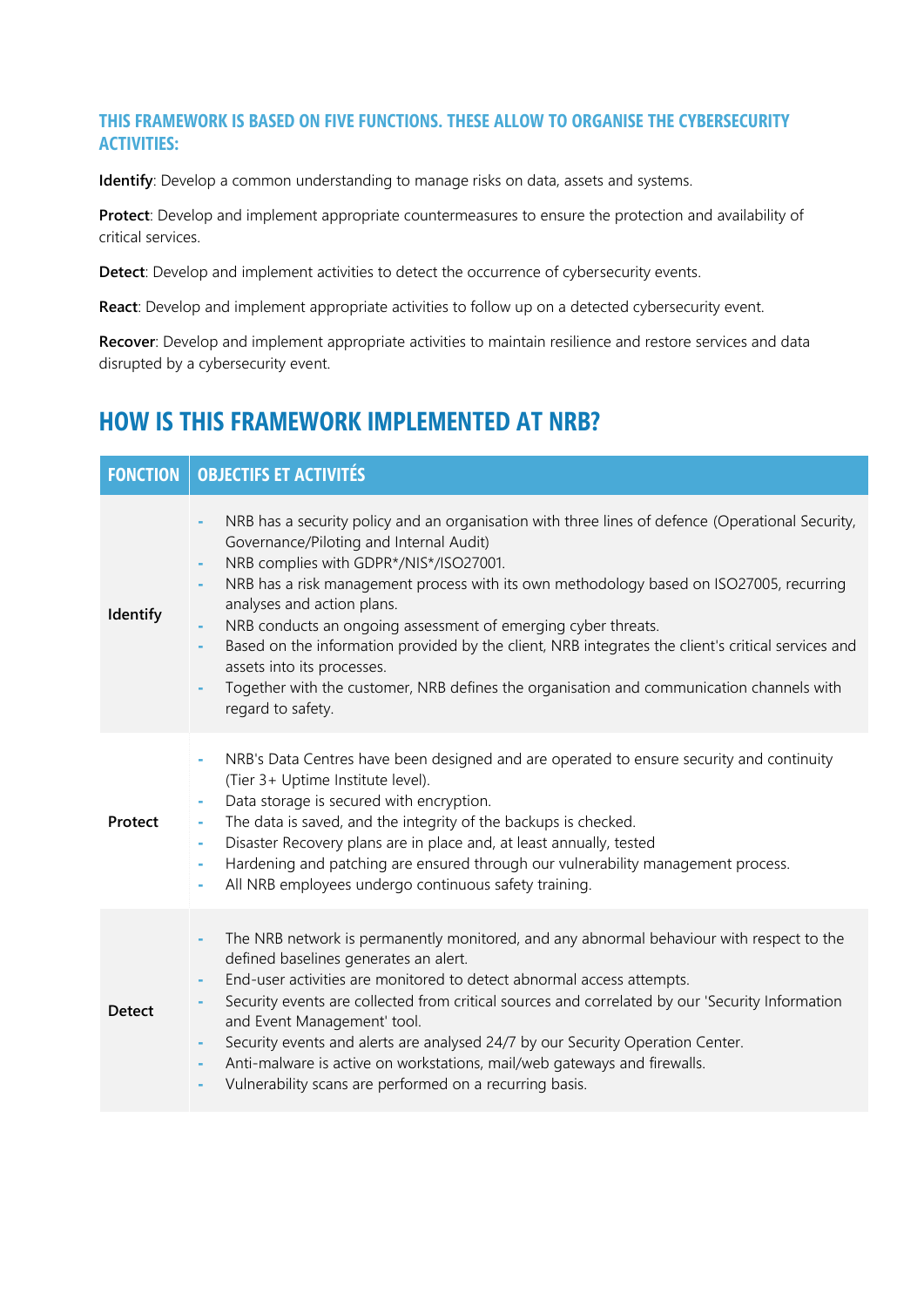### THIS FRAMEWORK IS BASED ON FIVE FUNCTIONS. THESE ALLOW TO ORGANISE THE CYBERSECURITY ACTIVITIES:

**Identify**: Develop a common understanding to manage risks on data, assets and systems.

**Protect**: Develop and implement appropriate countermeasures to ensure the protection and availability of critical services.

**Detect**: Develop and implement activities to detect the occurrence of cybersecurity events.

**React**: Develop and implement appropriate activities to follow up on a detected cybersecurity event.

**Recover**: Develop and implement appropriate activities to maintain resilience and restore services and data disrupted by a cybersecurity event.

## HOW IS THIS FRAMEWORK IMPLEMENTED AT NRB?

| FONCTION | OBJECTIFS ET ACTIVITÉS |
|---|---|
| **Identify** | - NRB has a security policy and an organisation with three lines of defence (Operational Security, Governance/Piloting and Internal Audit)<br>- NRB complies with GDPR*/NIS*/ISO27001.<br>- NRB has a risk management process with its own methodology based on ISO27005, recurring analyses and action plans.<br>- NRB conducts an ongoing assessment of emerging cyber threats.<br>- Based on the information provided by the client, NRB integrates the client's critical services and assets into its processes.<br>- Together with the customer, NRB defines the organisation and communication channels with regard to safety. |
| **Protect** | - NRB's Data Centres have been designed and are operated to ensure security and continuity (Tier 3+ Uptime Institute level).<br>- Data storage is secured with encryption.<br>- The data is saved, and the integrity of the backups is checked.<br>- Disaster Recovery plans are in place and, at least annually, tested<br>- Hardening and patching are ensured through our vulnerability management process.<br>- All NRB employees undergo continuous safety training. |
| **Detect** | - The NRB network is permanently monitored, and any abnormal behaviour with respect to the defined baselines generates an alert.<br>- End-user activities are monitored to detect abnormal access attempts.<br>- Security events are collected from critical sources and correlated by our 'Security Information and Event Management' tool.<br>- Security events and alerts are analysed 24/7 by our Security Operation Center.<br>- Anti-malware is active on workstations, mail/web gateways and firewalls.<br>- Vulnerability scans are performed on a recurring basis. |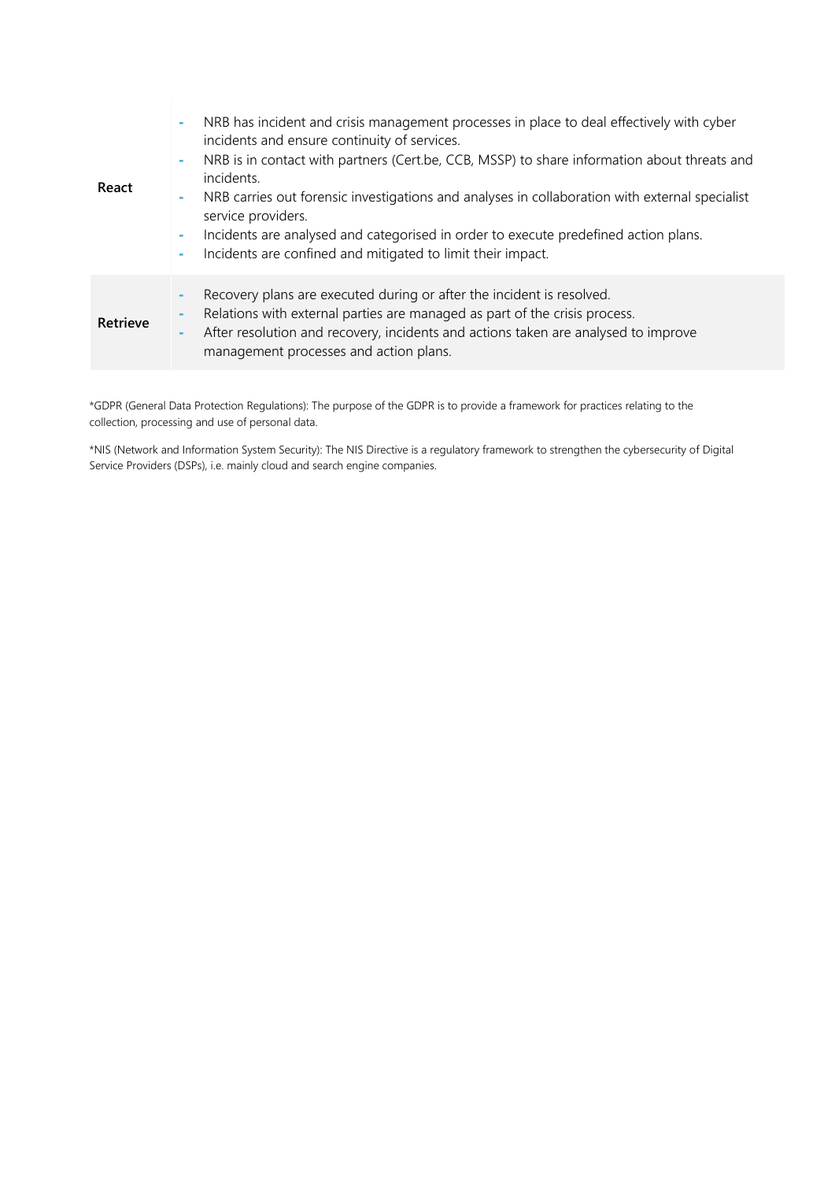| | |
|---|---|
| **React** | - NRB has incident and crisis management processes in place to deal effectively with cyber incidents and ensure continuity of services.<br>- NRB is in contact with partners (Cert.be, CCB, MSSP) to share information about threats and incidents.<br>- NRB carries out forensic investigations and analyses in collaboration with external specialist service providers.<br>- Incidents are analysed and categorised in order to execute predefined action plans.<br>- Incidents are confined and mitigated to limit their impact. |
| **Retrieve** | - Recovery plans are executed during or after the incident is resolved.<br>- Relations with external parties are managed as part of the crisis process.<br>- After resolution and recovery, incidents and actions taken are analysed to improve management processes and action plans. |

*GDPR (General Data Protection Regulations): The purpose of the GDPR is to provide a framework for practices relating to the collection, processing and use of personal data.

*NIS (Network and Information System Security): The NIS Directive is a regulatory framework to strengthen the cybersecurity of Digital Service Providers (DSPs), i.e. mainly cloud and search engine companies.